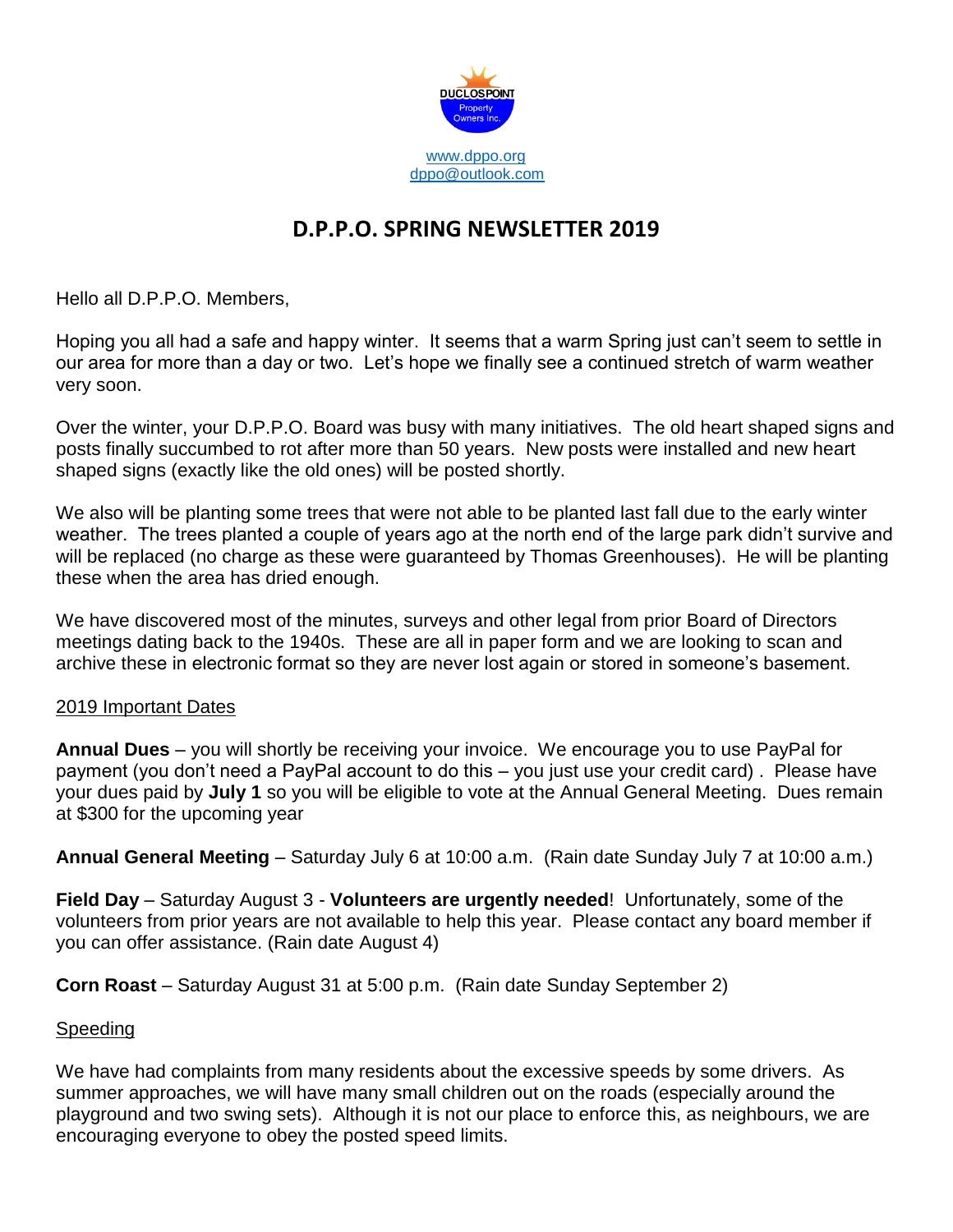DUCLOS POINT Property Owners Inc.

www.dppo.org
dppo@outlook.com

# D.P.P.O. SPRING NEWSLETTER 2019

Hello all D.P.P.O. Members,

Hoping you all had a safe and happy winter. It seems that a warm Spring just can't seem to settle in our area for more than a day or two. Let's hope we finally see a continued stretch of warm weather very soon.

Over the winter, your D.P.P.O. Board was busy with many initiatives. The old heart shaped signs and posts finally succumbed to rot after more than 50 years. New posts were installed and new heart shaped signs (exactly like the old ones) will be posted shortly.

We also will be planting some trees that were not able to be planted last fall due to the early winter weather. The trees planted a couple of years ago at the north end of the large park didn't survive and will be replaced (no charge as these were guaranteed by Thomas Greenhouses). He will be planting these when the area has dried enough.

We have discovered most of the minutes, surveys and other legal from prior Board of Directors meetings dating back to the 1940s. These are all in paper form and we are looking to scan and archive these in electronic format so they are never lost again or stored in someone's basement.

## 2019 Important Dates

**Annual Dues** – you will shortly be receiving your invoice. We encourage you to use PayPal for payment (you don't need a PayPal account to do this – you just use your credit card) . Please have your dues paid by **July 1** so you will be eligible to vote at the Annual General Meeting. Dues remain at $300 for the upcoming year

**Annual General Meeting** – Saturday July 6 at 10:00 a.m. (Rain date Sunday July 7 at 10:00 a.m.)

**Field Day** – Saturday August 3 - **Volunteers are urgently needed**! Unfortunately, some of the volunteers from prior years are not available to help this year. Please contact any board member if you can offer assistance. (Rain date August 4)

**Corn Roast** – Saturday August 31 at 5:00 p.m. (Rain date Sunday September 2)

## Speeding

We have had complaints from many residents about the excessive speeds by some drivers. As summer approaches, we will have many small children out on the roads (especially around the playground and two swing sets). Although it is not our place to enforce this, as neighbours, we are encouraging everyone to obey the posted speed limits.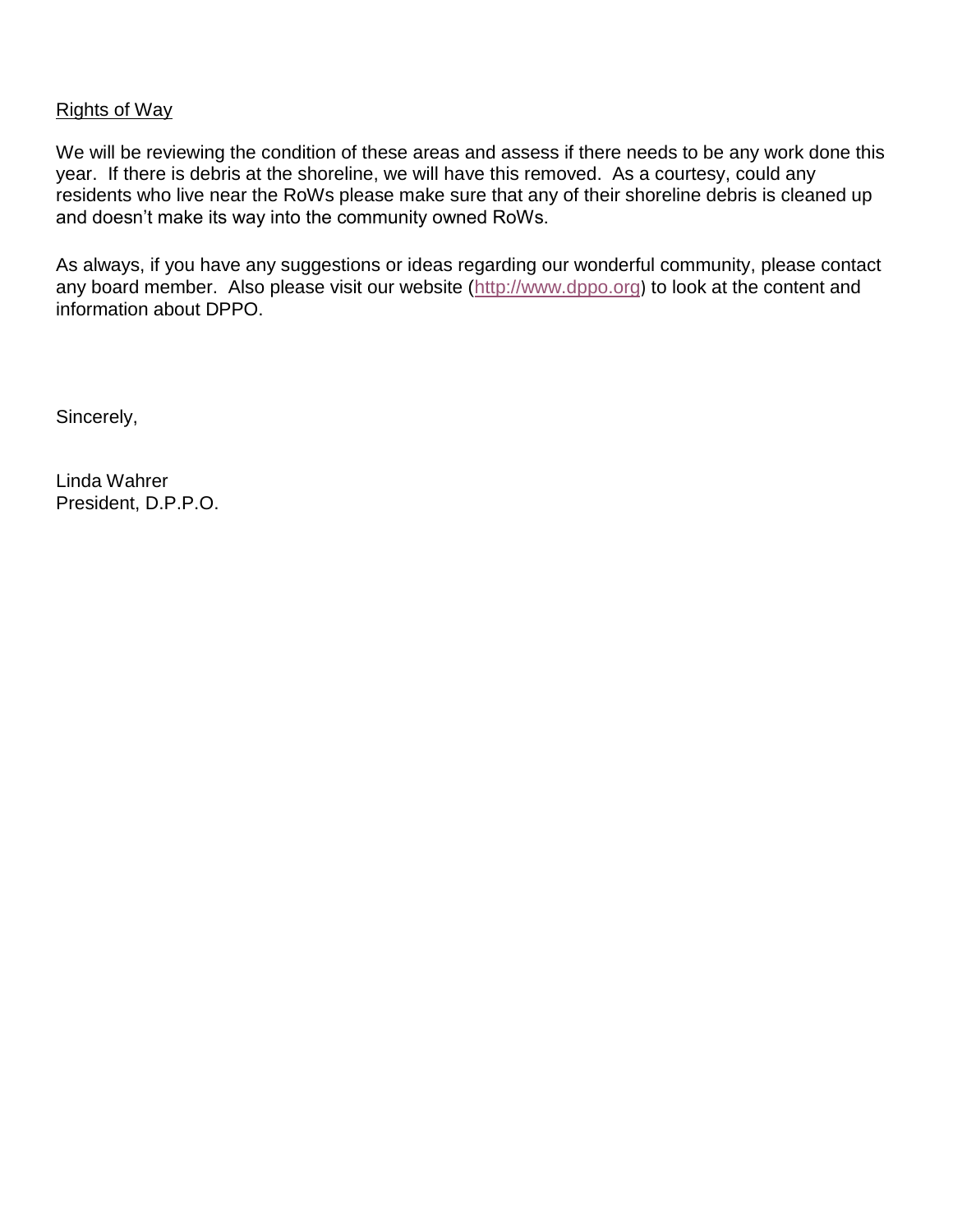## Rights of Way

We will be reviewing the condition of these areas and assess if there needs to be any work done this year. If there is debris at the shoreline, we will have this removed. As a courtesy, could any residents who live near the RoWs please make sure that any of their shoreline debris is cleaned up and doesn't make its way into the community owned RoWs.

As always, if you have any suggestions or ideas regarding our wonderful community, please contact any board member. Also please visit our website ([http://www.dppo.org](http://www.dppo.org)) to look at the content and information about DPPO.

Sincerely,

Linda Wahrer
President, D.P.P.O.